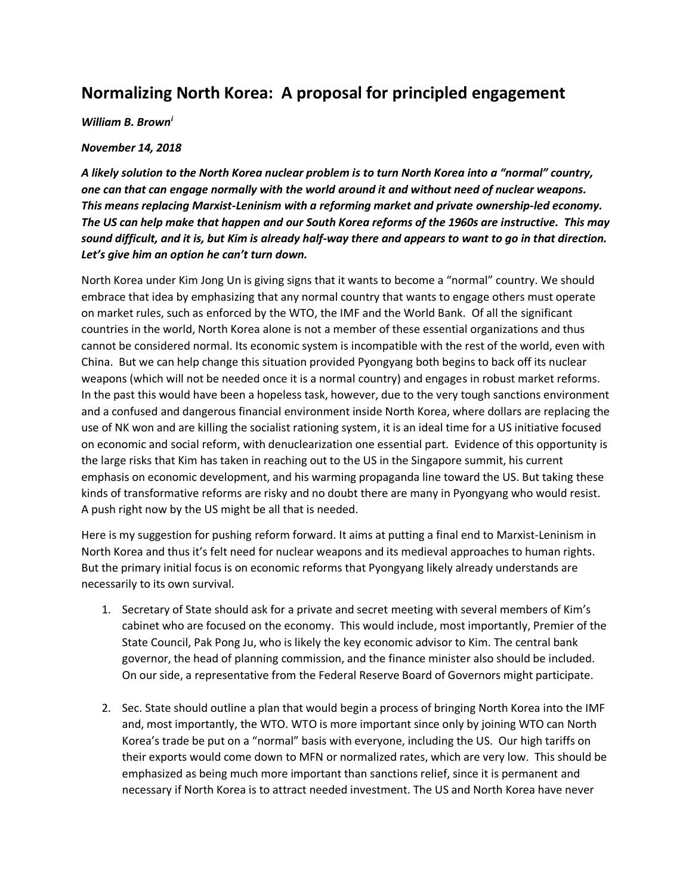# Normalizing North Korea: A proposal for principled engagement

***William B. Brown[i]***

***November 14, 2018***

***A likely solution to the North Korea nuclear problem is to turn North Korea into a "normal" country, one can that can engage normally with the world around it and without need of nuclear weapons. This means replacing Marxist-Leninism with a reforming market and private ownership-led economy. The US can help make that happen and our South Korea reforms of the 1960s are instructive. This may sound difficult, and it is, but Kim is already half-way there and appears to want to go in that direction. Let's give him an option he can't turn down.***

North Korea under Kim Jong Un is giving signs that it wants to become a "normal" country. We should embrace that idea by emphasizing that any normal country that wants to engage others must operate on market rules, such as enforced by the WTO, the IMF and the World Bank. Of all the significant countries in the world, North Korea alone is not a member of these essential organizations and thus cannot be considered normal. Its economic system is incompatible with the rest of the world, even with China. But we can help change this situation provided Pyongyang both begins to back off its nuclear weapons (which will not be needed once it is a normal country) and engages in robust market reforms. In the past this would have been a hopeless task, however, due to the very tough sanctions environment and a confused and dangerous financial environment inside North Korea, where dollars are replacing the use of NK won and are killing the socialist rationing system, it is an ideal time for a US initiative focused on economic and social reform, with denuclearization one essential part. Evidence of this opportunity is the large risks that Kim has taken in reaching out to the US in the Singapore summit, his current emphasis on economic development, and his warming propaganda line toward the US. But taking these kinds of transformative reforms are risky and no doubt there are many in Pyongyang who would resist. A push right now by the US might be all that is needed.

Here is my suggestion for pushing reform forward. It aims at putting a final end to Marxist-Leninism in North Korea and thus it's felt need for nuclear weapons and its medieval approaches to human rights. But the primary initial focus is on economic reforms that Pyongyang likely already understands are necessarily to its own survival.

1. Secretary of State should ask for a private and secret meeting with several members of Kim's cabinet who are focused on the economy. This would include, most importantly, Premier of the State Council, Pak Pong Ju, who is likely the key economic advisor to Kim. The central bank governor, the head of planning commission, and the finance minister also should be included. On our side, a representative from the Federal Reserve Board of Governors might participate.

2. Sec. State should outline a plan that would begin a process of bringing North Korea into the IMF and, most importantly, the WTO. WTO is more important since only by joining WTO can North Korea's trade be put on a "normal" basis with everyone, including the US. Our high tariffs on their exports would come down to MFN or normalized rates, which are very low. This should be emphasized as being much more important than sanctions relief, since it is permanent and necessary if North Korea is to attract needed investment. The US and North Korea have never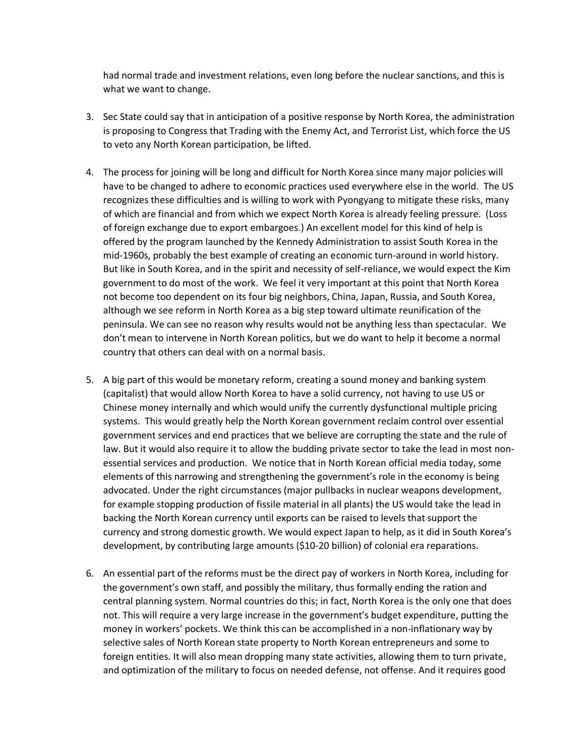had normal trade and investment relations, even long before the nuclear sanctions, and this is what we want to change.

3. Sec State could say that in anticipation of a positive response by North Korea, the administration is proposing to Congress that Trading with the Enemy Act, and Terrorist List, which force the US to veto any North Korean participation, be lifted.

4. The process for joining will be long and difficult for North Korea since many major policies will have to be changed to adhere to economic practices used everywhere else in the world. The US recognizes these difficulties and is willing to work with Pyongyang to mitigate these risks, many of which are financial and from which we expect North Korea is already feeling pressure. (Loss of foreign exchange due to export embargoes.) An excellent model for this kind of help is offered by the program launched by the Kennedy Administration to assist South Korea in the mid-1960s, probably the best example of creating an economic turn-around in world history. But like in South Korea, and in the spirit and necessity of self-reliance, we would expect the Kim government to do most of the work. We feel it very important at this point that North Korea not become too dependent on its four big neighbors, China, Japan, Russia, and South Korea, although we see reform in North Korea as a big step toward ultimate reunification of the peninsula. We can see no reason why results would not be anything less than spectacular. We don't mean to intervene in North Korean politics, but we do want to help it become a normal country that others can deal with on a normal basis.

5. A big part of this would be monetary reform, creating a sound money and banking system (capitalist) that would allow North Korea to have a solid currency, not having to use US or Chinese money internally and which would unify the currently dysfunctional multiple pricing systems. This would greatly help the North Korean government reclaim control over essential government services and end practices that we believe are corrupting the state and the rule of law. But it would also require it to allow the budding private sector to take the lead in most non-essential services and production. We notice that in North Korean official media today, some elements of this narrowing and strengthening the government's role in the economy is being advocated. Under the right circumstances (major pullbacks in nuclear weapons development, for example stopping production of fissile material in all plants) the US would take the lead in backing the North Korean currency until exports can be raised to levels that support the currency and strong domestic growth. We would expect Japan to help, as it did in South Korea's development, by contributing large amounts ($10-20 billion) of colonial era reparations.

6. An essential part of the reforms must be the direct pay of workers in North Korea, including for the government's own staff, and possibly the military, thus formally ending the ration and central planning system. Normal countries do this; in fact, North Korea is the only one that does not. This will require a very large increase in the government's budget expenditure, putting the money in workers' pockets. We think this can be accomplished in a non-inflationary way by selective sales of North Korean state property to North Korean entrepreneurs and some to foreign entities. It will also mean dropping many state activities, allowing them to turn private, and optimization of the military to focus on needed defense, not offense. And it requires good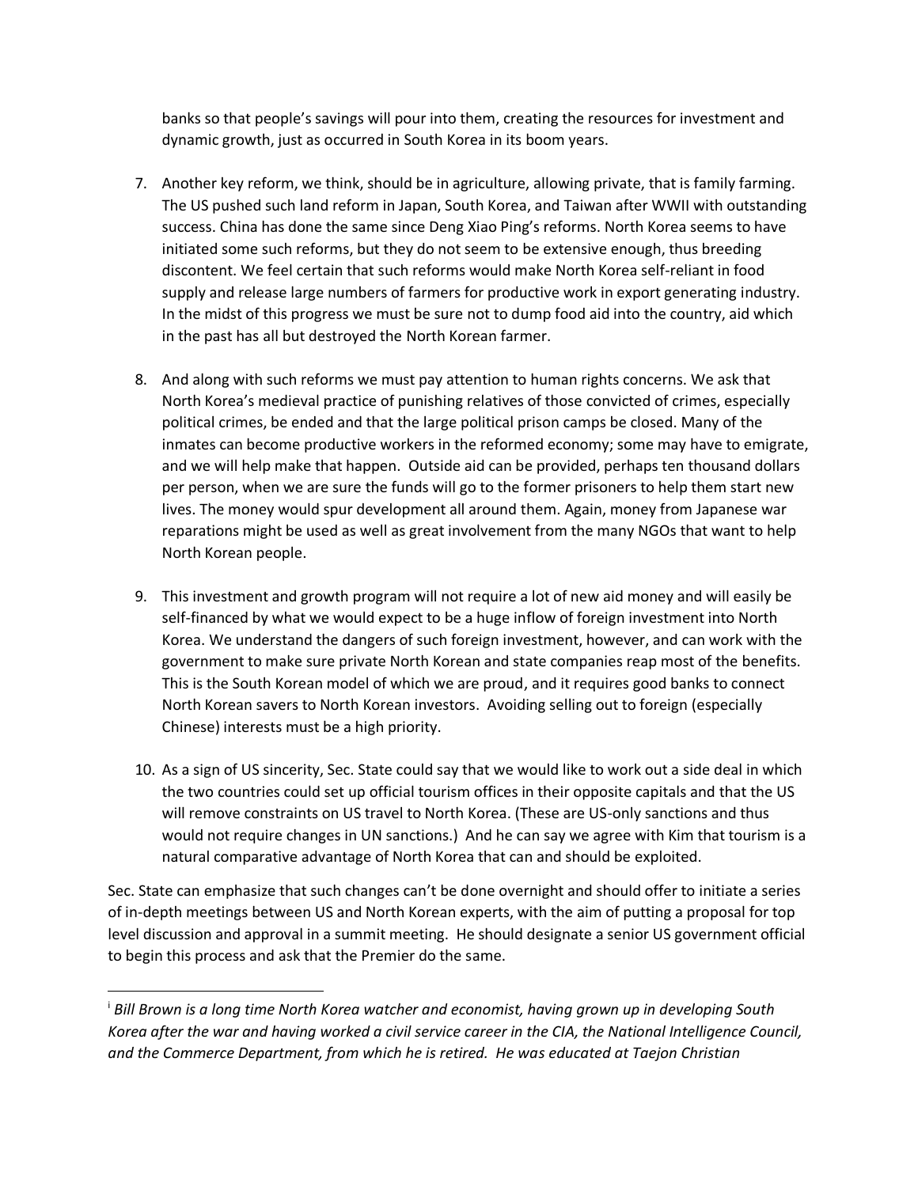banks so that people's savings will pour into them, creating the resources for investment and dynamic growth, just as occurred in South Korea in its boom years.

7. Another key reform, we think, should be in agriculture, allowing private, that is family farming. The US pushed such land reform in Japan, South Korea, and Taiwan after WWII with outstanding success. China has done the same since Deng Xiao Ping's reforms. North Korea seems to have initiated some such reforms, but they do not seem to be extensive enough, thus breeding discontent. We feel certain that such reforms would make North Korea self-reliant in food supply and release large numbers of farmers for productive work in export generating industry. In the midst of this progress we must be sure not to dump food aid into the country, aid which in the past has all but destroyed the North Korean farmer.

8. And along with such reforms we must pay attention to human rights concerns. We ask that North Korea's medieval practice of punishing relatives of those convicted of crimes, especially political crimes, be ended and that the large political prison camps be closed. Many of the inmates can become productive workers in the reformed economy; some may have to emigrate, and we will help make that happen. Outside aid can be provided, perhaps ten thousand dollars per person, when we are sure the funds will go to the former prisoners to help them start new lives. The money would spur development all around them. Again, money from Japanese war reparations might be used as well as great involvement from the many NGOs that want to help North Korean people.

9. This investment and growth program will not require a lot of new aid money and will easily be self-financed by what we would expect to be a huge inflow of foreign investment into North Korea. We understand the dangers of such foreign investment, however, and can work with the government to make sure private North Korean and state companies reap most of the benefits. This is the South Korean model of which we are proud, and it requires good banks to connect North Korean savers to North Korean investors. Avoiding selling out to foreign (especially Chinese) interests must be a high priority.

10. As a sign of US sincerity, Sec. State could say that we would like to work out a side deal in which the two countries could set up official tourism offices in their opposite capitals and that the US will remove constraints on US travel to North Korea. (These are US-only sanctions and thus would not require changes in UN sanctions.) And he can say we agree with Kim that tourism is a natural comparative advantage of North Korea that can and should be exploited.

Sec. State can emphasize that such changes can't be done overnight and should offer to initiate a series of in-depth meetings between US and North Korean experts, with the aim of putting a proposal for top level discussion and approval in a summit meeting. He should designate a senior US government official to begin this process and ask that the Premier do the same.

---

[i] *Bill Brown is a long time North Korea watcher and economist, having grown up in developing South Korea after the war and having worked a civil service career in the CIA, the National Intelligence Council, and the Commerce Department, from which he is retired. He was educated at Taejon Christian*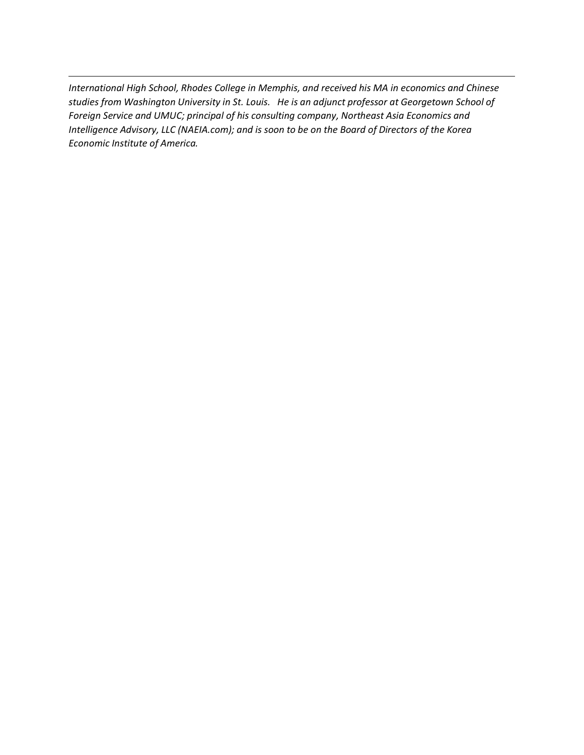*International High School, Rhodes College in Memphis, and received his MA in economics and Chinese studies from Washington University in St. Louis. He is an adjunct professor at Georgetown School of Foreign Service and UMUC; principal of his consulting company, Northeast Asia Economics and Intelligence Advisory, LLC (NAEIA.com); and is soon to be on the Board of Directors of the Korea Economic Institute of America.*